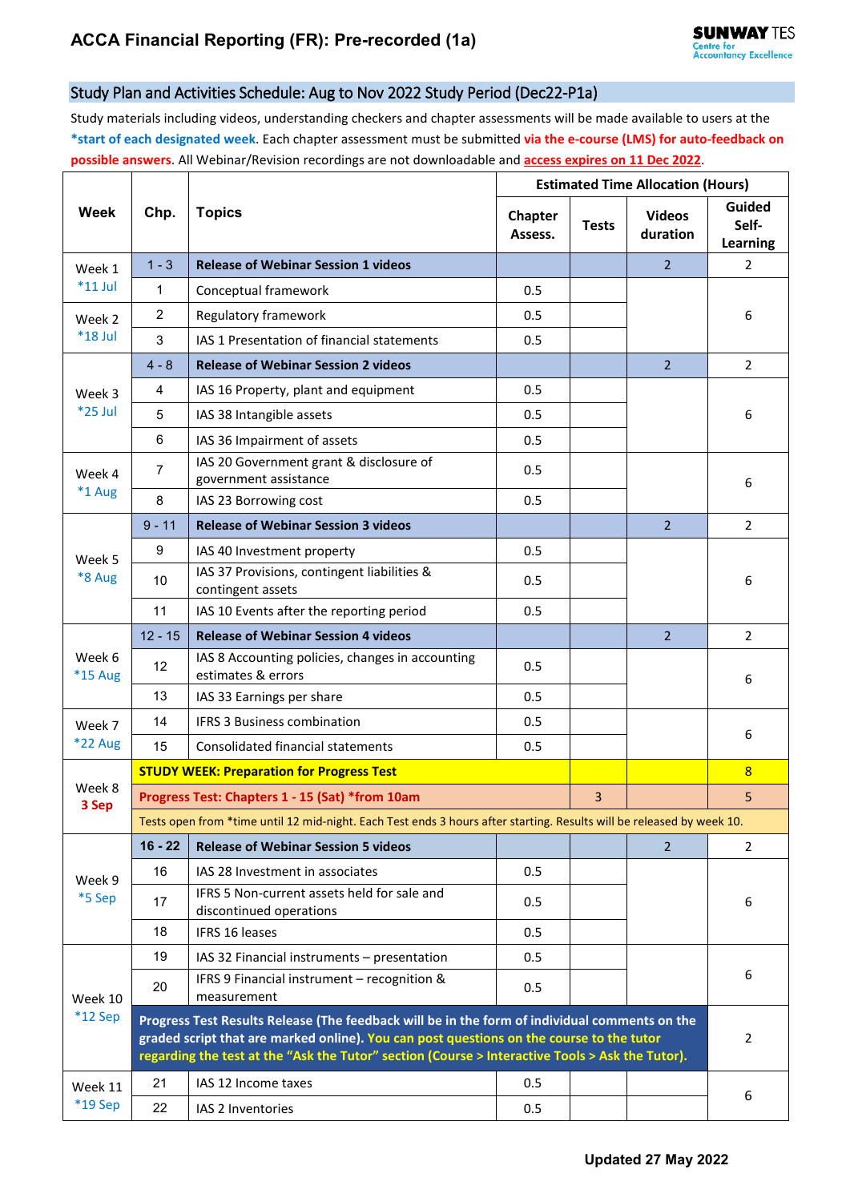# ACCA Financial Reporting (FR): Pre-recorded (1a)

SUNWAY TES Centre for Accountancy Excellence

## Study Plan and Activities Schedule: Aug to Nov 2022 Study Period (Dec22-P1a)

Study materials including videos, understanding checkers and chapter assessments will be made available to users at the **\*start of each designated week**. Each chapter assessment must be submitted **via the e-course (LMS) for auto-feedback on possible answers**. All Webinar/Revision recordings are not downloadable and **access expires on 11 Dec 2022**.

| Week | Chp. | Topics | Estimated Time Allocation (Hours) | | | |
|---|---|---|---|---|---|---|
| | | | Chapter Assess. | Tests | Videos duration | Guided Self-Learning |
| Week 1 *11 Jul | 1 - 3 | **Release of Webinar Session 1 videos** | | | 2 | 2 |
| | 1 | Conceptual framework | 0.5 | | | 6 |
| Week 2 *18 Jul | 2 | Regulatory framework | 0.5 | | | |
| | 3 | IAS 1 Presentation of financial statements | 0.5 | | | |
| Week 3 *25 Jul | 4 - 8 | **Release of Webinar Session 2 videos** | | | 2 | 2 |
| | 4 | IAS 16 Property, plant and equipment | 0.5 | | | 6 |
| | 5 | IAS 38 Intangible assets | 0.5 | | | |
| | 6 | IAS 36 Impairment of assets | 0.5 | | | |
| Week 4 *1 Aug | 7 | IAS 20 Government grant & disclosure of government assistance | 0.5 | | | 6 |
| | 8 | IAS 23 Borrowing cost | 0.5 | | | |
| Week 5 *8 Aug | 9 - 11 | **Release of Webinar Session 3 videos** | | | 2 | 2 |
| | 9 | IAS 40 Investment property | 0.5 | | | 6 |
| | 10 | IAS 37 Provisions, contingent liabilities & contingent assets | 0.5 | | | |
| | 11 | IAS 10 Events after the reporting period | 0.5 | | | |
| Week 6 *15 Aug | 12 - 15 | **Release of Webinar Session 4 videos** | | | 2 | 2 |
| | 12 | IAS 8 Accounting policies, changes in accounting estimates & errors | 0.5 | | | 6 |
| | 13 | IAS 33 Earnings per share | 0.5 | | | |
| Week 7 *22 Aug | 14 | IFRS 3 Business combination | 0.5 | | | 6 |
| | 15 | Consolidated financial statements | 0.5 | | | |
| Week 8 **3 Sep** | **STUDY WEEK: Preparation for Progress Test** | | | | | **8** |
| | **Progress Test: Chapters 1 - 15 (Sat) \*from 10am** | | | 3 | | 5 |
| | Tests open from *time until 12 mid-night. Each Test ends 3 hours after starting. Results will be released by week 10. | | | | | |
| Week 9 *5 Sep | **16 - 22** | **Release of Webinar Session 5 videos** | | | 2 | 2 |
| | 16 | IAS 28 Investment in associates | 0.5 | | | 6 |
| | 17 | IFRS 5 Non-current assets held for sale and discontinued operations | 0.5 | | | |
| | 18 | IFRS 16 leases | 0.5 | | | |
| Week 10 *12 Sep | 19 | IAS 32 Financial instruments – presentation | 0.5 | | | 6 |
| | 20 | IFRS 9 Financial instrument – recognition & measurement | 0.5 | | | |
| | **Progress Test Results Release (The feedback will be in the form of individual comments on the graded script that are marked online). You can post questions on the course to the tutor regarding the test at the "Ask the Tutor" section (Course > Interactive Tools > Ask the Tutor).** | | | | | 2 |
| Week 11 *19 Sep | 21 | IAS 12 Income taxes | 0.5 | | | 6 |
| | 22 | IAS 2 Inventories | 0.5 | | | |

**Updated 27 May 2022**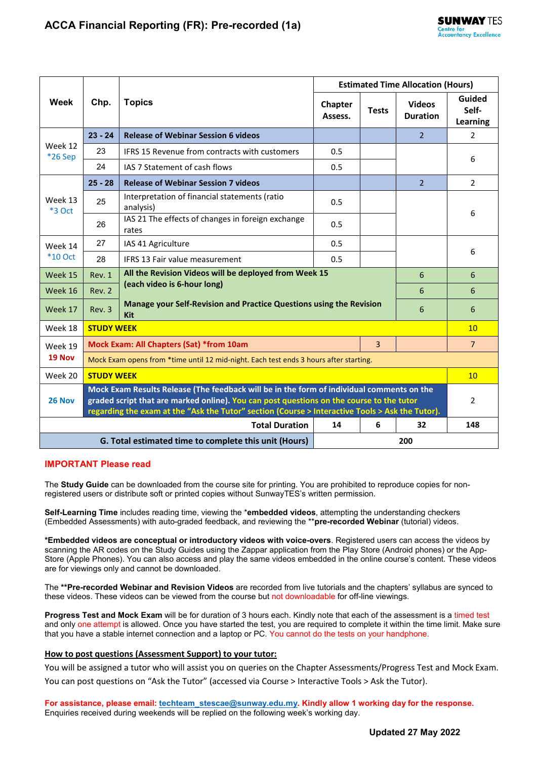# ACCA Financial Reporting (FR): Pre-recorded (1a)

| Week | Chp. | Topics | Estimated Time Allocation (Hours) | | | |
|---|---|---|---|---|---|---|
| | | | Chapter Assess. | Tests | Videos Duration | Guided Self-Learning |
| Week 12 *26 Sep | 23 - 24 | **Release of Webinar Session 6 videos** | | | 2 | 2 |
| | 23 | IFRS 15 Revenue from contracts with customers | 0.5 | | | 6 |
| | 24 | IAS 7 Statement of cash flows | 0.5 | | | |
| Week 13 *3 Oct | 25 - 28 | **Release of Webinar Session 7 videos** | | | 2 | 2 |
| | 25 | Interpretation of financial statements (ratio analysis) | 0.5 | | | 6 |
| | 26 | IAS 21 The effects of changes in foreign exchange rates | 0.5 | | | |
| Week 14 *10 Oct | 27 | IAS 41 Agriculture | 0.5 | | | 6 |
| | 28 | IFRS 13 Fair value measurement | 0.5 | | | |
| Week 15 | Rev. 1 | **All the Revision Videos will be deployed from Week 15 (each video is 6-hour long)** | | | 6 | 6 |
| Week 16 | Rev. 2 | | | | 6 | 6 |
| Week 17 | Rev. 3 | **Manage your Self-Revision and Practice Questions using the Revision Kit** | | | 6 | 6 |
| Week 18 | **STUDY WEEK** | | | | | 10 |
| Week 19 **19 Nov** | **Mock Exam: All Chapters (Sat) *from 10am** | | | 3 | | 7 |
| | Mock Exam opens from *time until 12 mid-night. Each test ends 3 hours after starting. | | | | | |
| Week 20 | **STUDY WEEK** | | | | | 10 |
| **26 Nov** | **Mock Exam Results Release (The feedback will be in the form of individual comments on the graded script that are marked online). You can post questions on the course to the tutor regarding the exam at the "Ask the Tutor" section (Course > Interactive Tools > Ask the Tutor).** | | | | | 2 |
| | | **Total Duration** | **14** | **6** | **32** | **148** |
| | | **G. Total estimated time to complete this unit (Hours)** | **200** | | | |

## IMPORTANT Please read

The **Study Guide** can be downloaded from the course site for printing. You are prohibited to reproduce copies for non-registered users or distribute soft or printed copies without SunwayTES's written permission.

**Self-Learning Time** includes reading time, viewing the ***embedded videos**, attempting the understanding checkers (Embedded Assessments) with auto-graded feedback, and reviewing the ****pre-recorded Webinar** (tutorial) videos.

***Embedded videos are conceptual or introductory videos with voice-overs**. Registered users can access the videos by scanning the AR codes on the Study Guides using the Zappar application from the Play Store (Android phones) or the App-Store (Apple Phones). You can also access and play the same videos embedded in the online course's content. These videos are for viewings only and cannot be downloaded.

The ****Pre-recorded Webinar and Revision Videos** are recorded from live tutorials and the chapters' syllabus are synced to these videos. These videos can be viewed from the course but not downloadable for off-line viewings.

**Progress Test and Mock Exam** will be for duration of 3 hours each. Kindly note that each of the assessment is a timed test and only one attempt is allowed. Once you have started the test, you are required to complete it within the time limit. Make sure that you have a stable internet connection and a laptop or PC. You cannot do the tests on your handphone.

**How to post questions (Assessment Support) to your tutor:**

You will be assigned a tutor who will assist you on queries on the Chapter Assessments/Progress Test and Mock Exam. You can post questions on "Ask the Tutor" (accessed via Course > Interactive Tools > Ask the Tutor).

**For assistance, please email: techteam_stescae@sunway.edu.my. Kindly allow 1 working day for the response.**
Enquiries received during weekends will be replied on the following week's working day.

**Updated 27 May 2022**